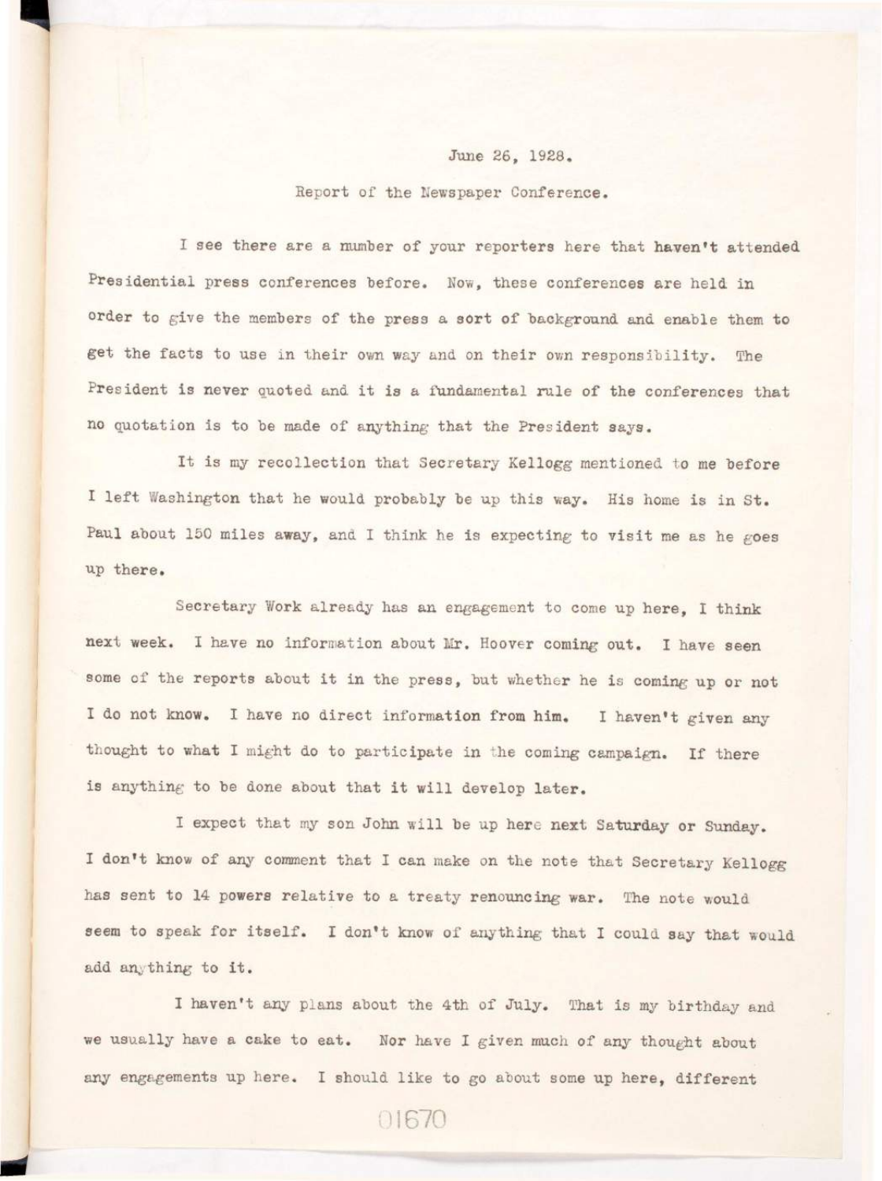June 26, 1928.

Report of the Newspaper Conference.

I see there are a number of your reporters here that haven't attended Presidential press conferences before. Now, these conferences are held in order to give the members of the press a sort of background and enable them to get the facts to use in their own way and on their own responsibility. The President is never quoted and it is a fundamental rule of the conferences that no quotation is to be made of anything that the President says.

It is my recollection that Secretary Kellogg mentioned to me before I left Washington that he would probably be up this way. His home is in St. Paul about 150 miles away, and I think he is expecting to visit me as he goes up there.

Secretary Work already has an engagement to come up here, I think next week. I have no information about Mr. Hoover coming out. I have seen some of the reports about it in the press, but whether he is coming up or not I do not know. I have no direct information from him. I haven't given any thought to what I might do to participate in the coming campaign. If there is anything to be done about that it will develop later.

I expect that my son John will be up here next Saturday or Sunday. I don't know of any comment that I can make on the note that Secretary Kellogg has sent to 14 powers relative to a treaty renouncing war. The note would seem to speak for itself. I don't know of anything that I could say that would add anything to it.

I haven't any plans about the 4th of July. That is my birthday and we usually have a cake to eat. Nor have I given much of any thought about any engagements up here. I should like to go about some up here, different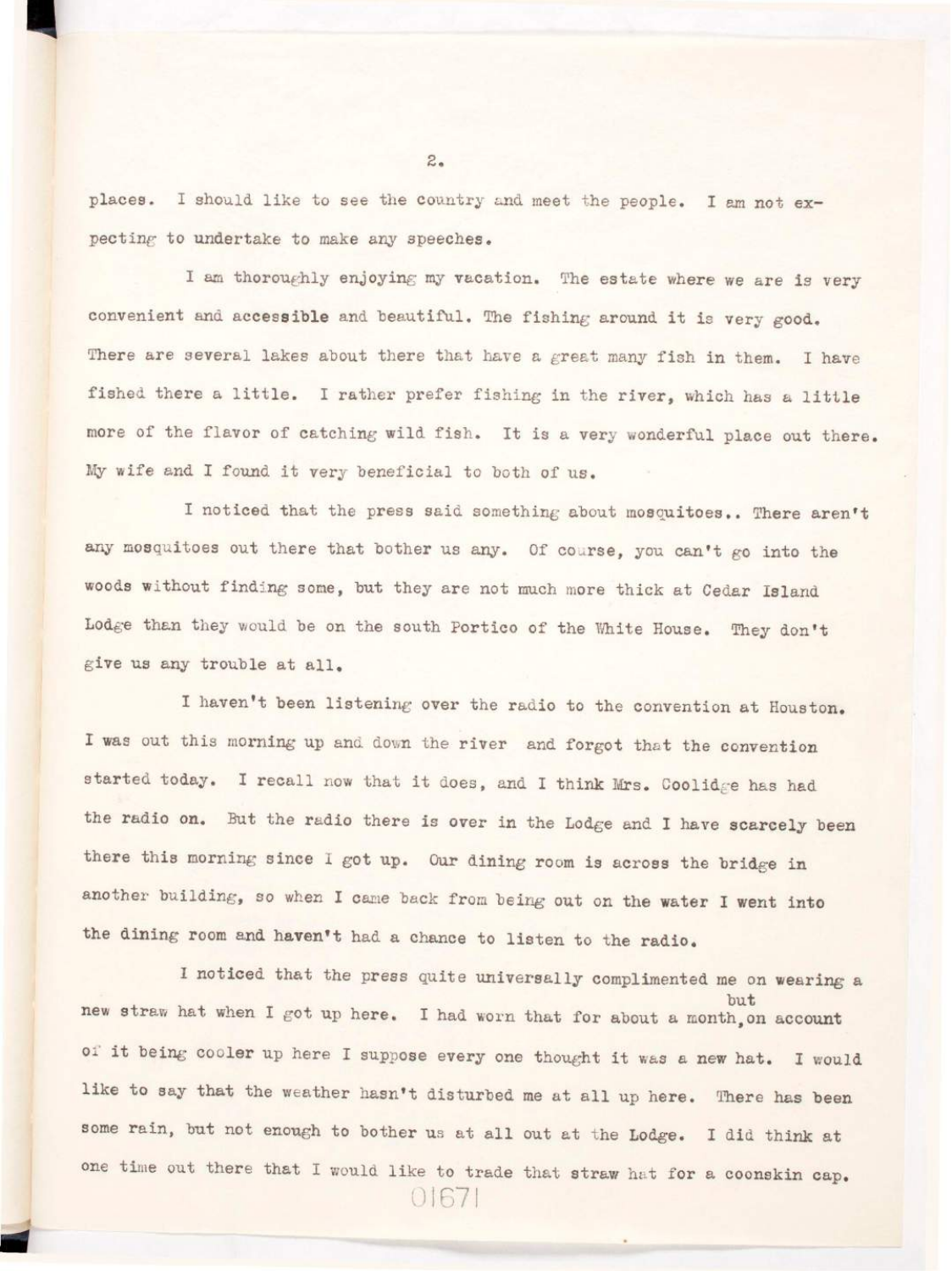places. I should like to see the country and meet the people. I am not expecting to undertake to make any speeches.

I am thoroughly enjoying my vacation. The estate where we are is very convenient and accessible and beautiful. The fishing around it is very good. There are several lakes about there that have a great many fish in them. I have fished there a little. I rather prefer fishing in the river, which has a little more of the flavor of catching wild fish. It is a very wonderful place out there. My wife and I found it very beneficial to both of us.

I noticed that the press said something about mosquitoes.. There aren't any mosquitoes out there that bother us any. Of course, you can't go into the woods without finding some, but they are not much more thick at Cedar Island Lodge than they would be on the south Portico of the White House. They don't give us any trouble at all.

I haven't been listening over the radio to the convention at Houston. I was out this morning up and down the river and forgot that the convention started today. I recall now that it does, and I think Mrs. Coolidge has had the radio on. But the radio there is over in the Lodge and I have scarcely been there this morning since I got up. Our dining room is across the bridge in another building, so when I came back from being out on the water I went into the dining room and haven't had a chance to listen to the radio.

I noticed that the press quite universally complimented me on wearing a new straw hat when I got up here. I had worn that for about a month, but on account of it being cooler up here I suppose every one thought it was a new hat. I would like to say that the weather hasn't disturbed me at all up here. There has been some rain, but not enough to bother us at all out at the Lodge. I did think at one time out there that I would like to trade that straw hat for a coonskin cap.

01671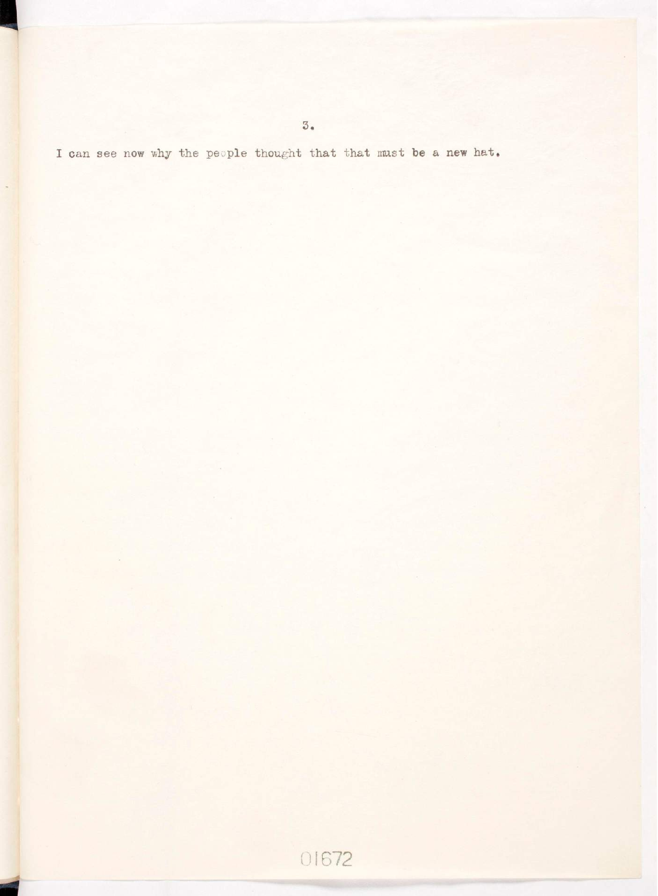I can see now why the people thought that that must be a new hat.